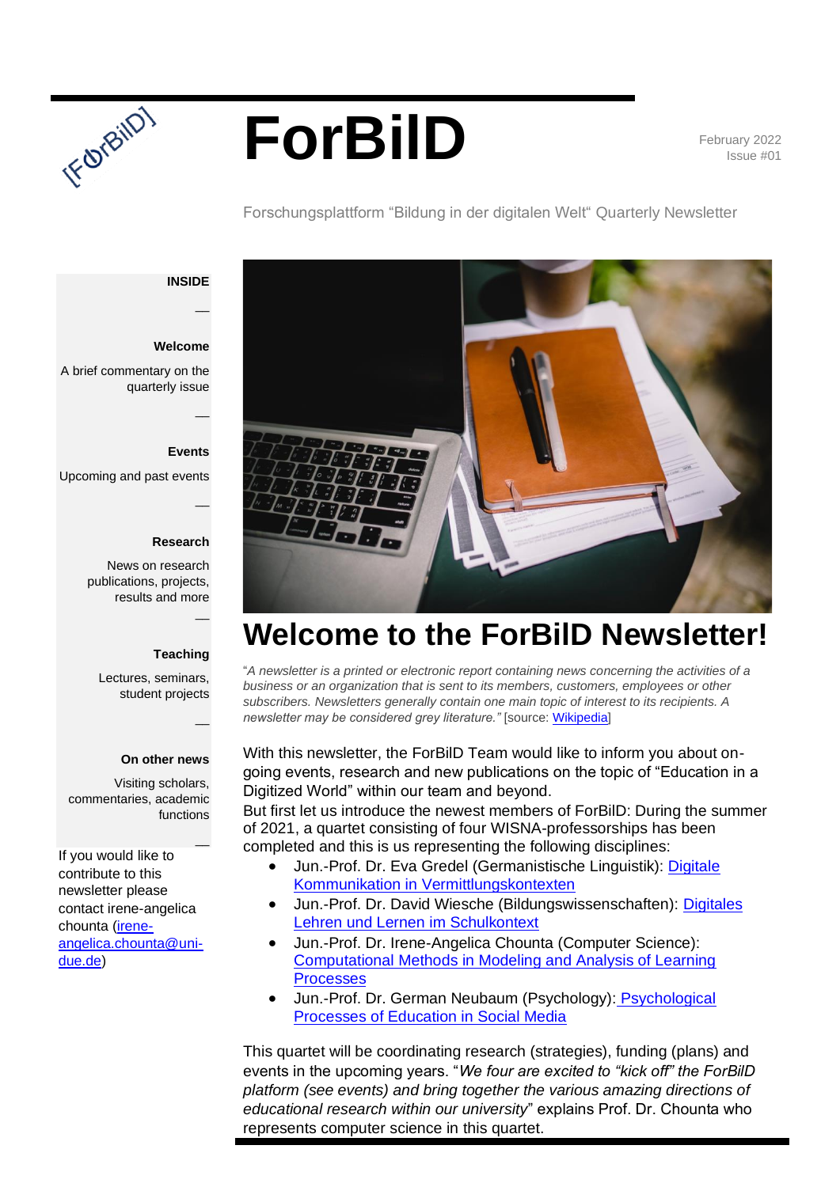# ForBilD

February 2022
Issue #01

Forschungsplattform "Bildung in der digitalen Welt" Quarterly Newsletter

**INSIDE**

—

**Welcome**

A brief commentary on the quarterly issue

—

**Events**

Upcoming and past events

—

**Research**

News on research publications, projects, results and more

—

**Teaching**

Lectures, seminars, student projects

—

**On other news**

Visiting scholars, commentaries, academic functions

—

If you would like to contribute to this newsletter please contact irene-angelica chounta (irene-angelica.chounta@uni-due.de)

## Welcome to the ForBilD Newsletter!

"*A newsletter is a printed or electronic report containing news concerning the activities of a business or an organization that is sent to its members, customers, employees or other subscribers. Newsletters generally contain one main topic of interest to its recipients. A newsletter may be considered grey literature.*" [source: Wikipedia]

With this newsletter, the ForBilD Team would like to inform you about on-going events, research and new publications on the topic of "Education in a Digitized World" within our team and beyond.
But first let us introduce the newest members of ForBilD: During the summer of 2021, a quartet consisting of four WISNA-professorships has been completed and this is us representing the following disciplines:

- Jun.-Prof. Dr. Eva Gredel (Germanistische Linguistik): Digitale Kommunikation in Vermittlungskontexten
- Jun.-Prof. Dr. David Wiesche (Bildungswissenschaften): Digitales Lehren und Lernen im Schulkontext
- Jun.-Prof. Dr. Irene-Angelica Chounta (Computer Science): Computational Methods in Modeling and Analysis of Learning Processes
- Jun.-Prof. Dr. German Neubaum (Psychology): Psychological Processes of Education in Social Media

This quartet will be coordinating research (strategies), funding (plans) and events in the upcoming years. "*We four are excited to "kick off" the ForBilD platform (see events) and bring together the various amazing directions of educational research within our university*" explains Prof. Dr. Chounta who represents computer science in this quartet.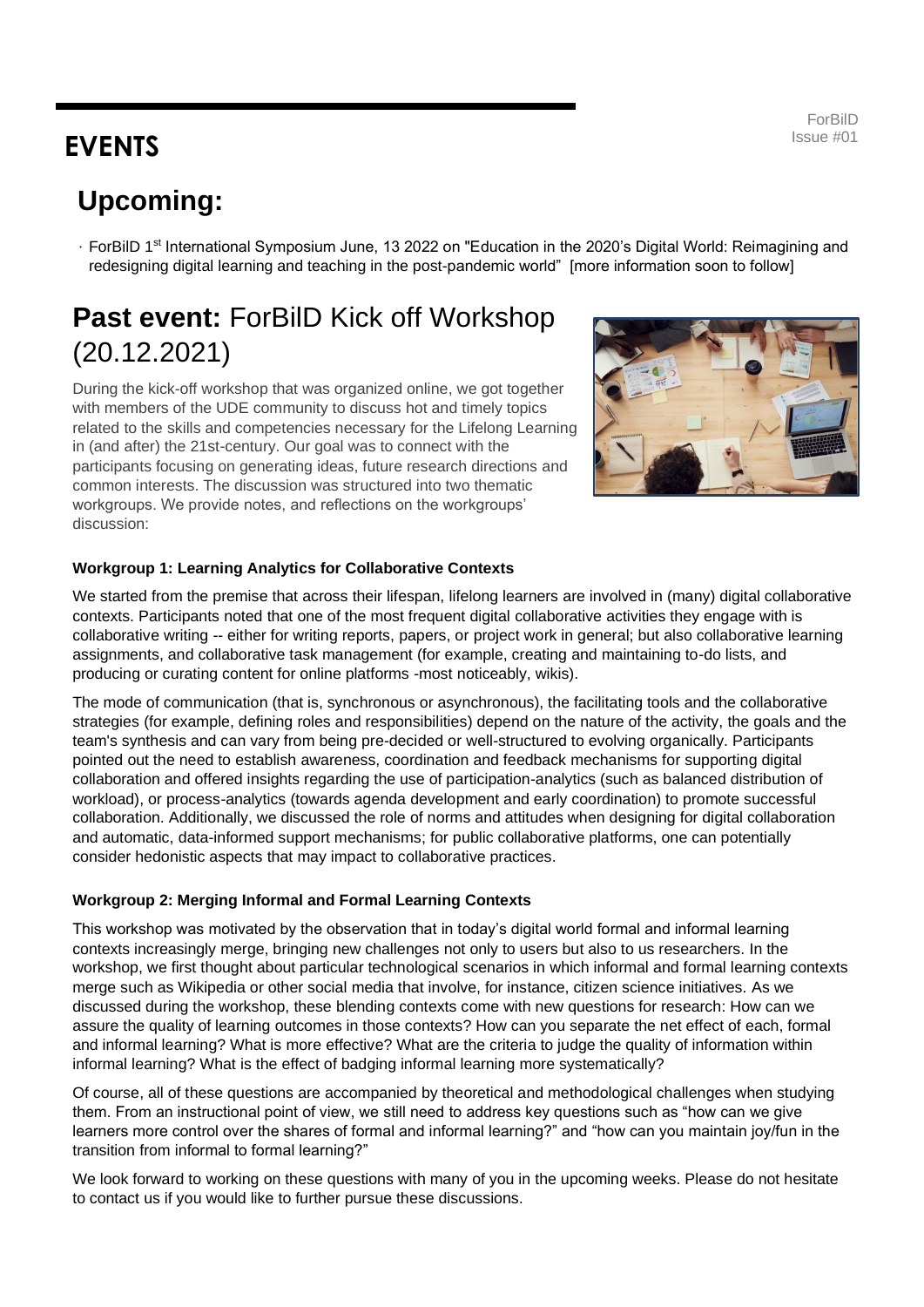# EVENTS

## Upcoming:

- ForBilD 1st International Symposium June, 13 2022 on "Education in the 2020's Digital World: Reimagining and redesigning digital learning and teaching in the post-pandemic world" [more information soon to follow]

## Past event: ForBilD Kick off Workshop (20.12.2021)

During the kick-off workshop that was organized online, we got together with members of the UDE community to discuss hot and timely topics related to the skills and competencies necessary for the Lifelong Learning in (and after) the 21st-century. Our goal was to connect with the participants focusing on generating ideas, future research directions and common interests. The discussion was structured into two thematic workgroups. We provide notes, and reflections on the workgroups' discussion:

**Workgroup 1: Learning Analytics for Collaborative Contexts**

We started from the premise that across their lifespan, lifelong learners are involved in (many) digital collaborative contexts. Participants noted that one of the most frequent digital collaborative activities they engage with is collaborative writing -- either for writing reports, papers, or project work in general; but also collaborative learning assignments, and collaborative task management (for example, creating and maintaining to-do lists, and producing or curating content for online platforms -most noticeably, wikis).

The mode of communication (that is, synchronous or asynchronous), the facilitating tools and the collaborative strategies (for example, defining roles and responsibilities) depend on the nature of the activity, the goals and the team's synthesis and can vary from being pre-decided or well-structured to evolving organically. Participants pointed out the need to establish awareness, coordination and feedback mechanisms for supporting digital collaboration and offered insights regarding the use of participation-analytics (such as balanced distribution of workload), or process-analytics (towards agenda development and early coordination) to promote successful collaboration. Additionally, we discussed the role of norms and attitudes when designing for digital collaboration and automatic, data-informed support mechanisms; for public collaborative platforms, one can potentially consider hedonistic aspects that may impact to collaborative practices.

**Workgroup 2: Merging Informal and Formal Learning Contexts**

This workshop was motivated by the observation that in today's digital world formal and informal learning contexts increasingly merge, bringing new challenges not only to users but also to us researchers. In the workshop, we first thought about particular technological scenarios in which informal and formal learning contexts merge such as Wikipedia or other social media that involve, for instance, citizen science initiatives. As we discussed during the workshop, these blending contexts come with new questions for research: How can we assure the quality of learning outcomes in those contexts? How can you separate the net effect of each, formal and informal learning? What is more effective? What are the criteria to judge the quality of information within informal learning? What is the effect of badging informal learning more systematically?

Of course, all of these questions are accompanied by theoretical and methodological challenges when studying them. From an instructional point of view, we still need to address key questions such as "how can we give learners more control over the shares of formal and informal learning?" and "how can you maintain joy/fun in the transition from informal to formal learning?"

We look forward to working on these questions with many of you in the upcoming weeks. Please do not hesitate to contact us if you would like to further pursue these discussions.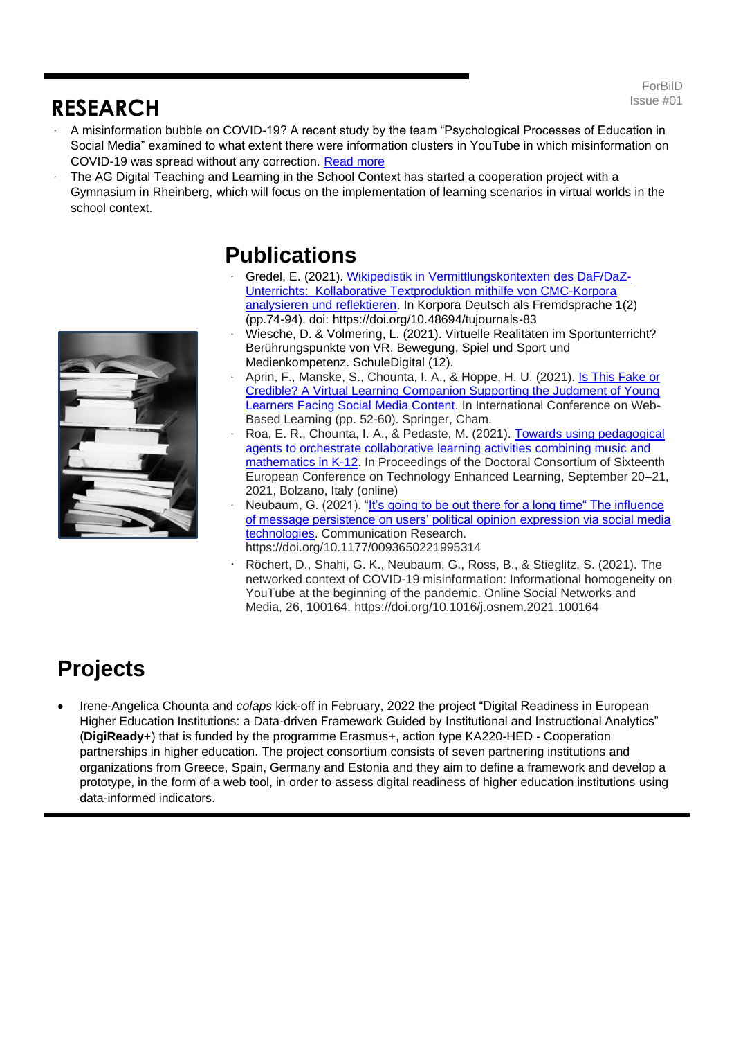# RESEARCH

- A misinformation bubble on COVID-19? A recent study by the team "Psychological Processes of Education in Social Media" examined to what extent there were information clusters in YouTube in which misinformation on COVID-19 was spread without any correction. Read more
- The AG Digital Teaching and Learning in the School Context has started a cooperation project with a Gymnasium in Rheinberg, which will focus on the implementation of learning scenarios in virtual worlds in the school context.

## Publications

- Gredel, E. (2021). Wikipedistik in Vermittlungskontexten des DaF/DaZ-Unterrichts: Kollaborative Textproduktion mithilfe von CMC-Korpora analysieren und reflektieren. In Korpora Deutsch als Fremdsprache 1(2) (pp.74-94). doi: https://doi.org/10.48694/tujournals-83
- Wiesche, D. & Volmering, L. (2021). Virtuelle Realitäten im Sportunterricht? Berührungspunkte von VR, Bewegung, Spiel und Sport und Medienkompetenz. SchuleDigital (12).
- Aprin, F., Manske, S., Chounta, I. A., & Hoppe, H. U. (2021). Is This Fake or Credible? A Virtual Learning Companion Supporting the Judgment of Young Learners Facing Social Media Content. In International Conference on Web-Based Learning (pp. 52-60). Springer, Cham.
- Roa, E. R., Chounta, I. A., & Pedaste, M. (2021). Towards using pedagogical agents to orchestrate collaborative learning activities combining music and mathematics in K-12. In Proceedings of the Doctoral Consortium of Sixteenth European Conference on Technology Enhanced Learning, September 20–21, 2021, Bolzano, Italy (online)
- Neubaum, G. (2021). "It's going to be out there for a long time" The influence of message persistence on users' political opinion expression via social media technologies. Communication Research. https://doi.org/10.1177/0093650221995314
- Röchert, D., Shahi, G. K., Neubaum, G., Ross, B., & Stieglitz, S. (2021). The networked context of COVID-19 misinformation: Informational homogeneity on YouTube at the beginning of the pandemic. Online Social Networks and Media, 26, 100164. https://doi.org/10.1016/j.osnem.2021.100164

## Projects

- Irene-Angelica Chounta and *colaps* kick-off in February, 2022 the project "Digital Readiness in European Higher Education Institutions: a Data-driven Framework Guided by Institutional and Instructional Analytics" (**DigiReady+**) that is funded by the programme Erasmus+, action type KA220-HED - Cooperation partnerships in higher education. The project consortium consists of seven partnering institutions and organizations from Greece, Spain, Germany and Estonia and they aim to define a framework and develop a prototype, in the form of a web tool, in order to assess digital readiness of higher education institutions using data-informed indicators.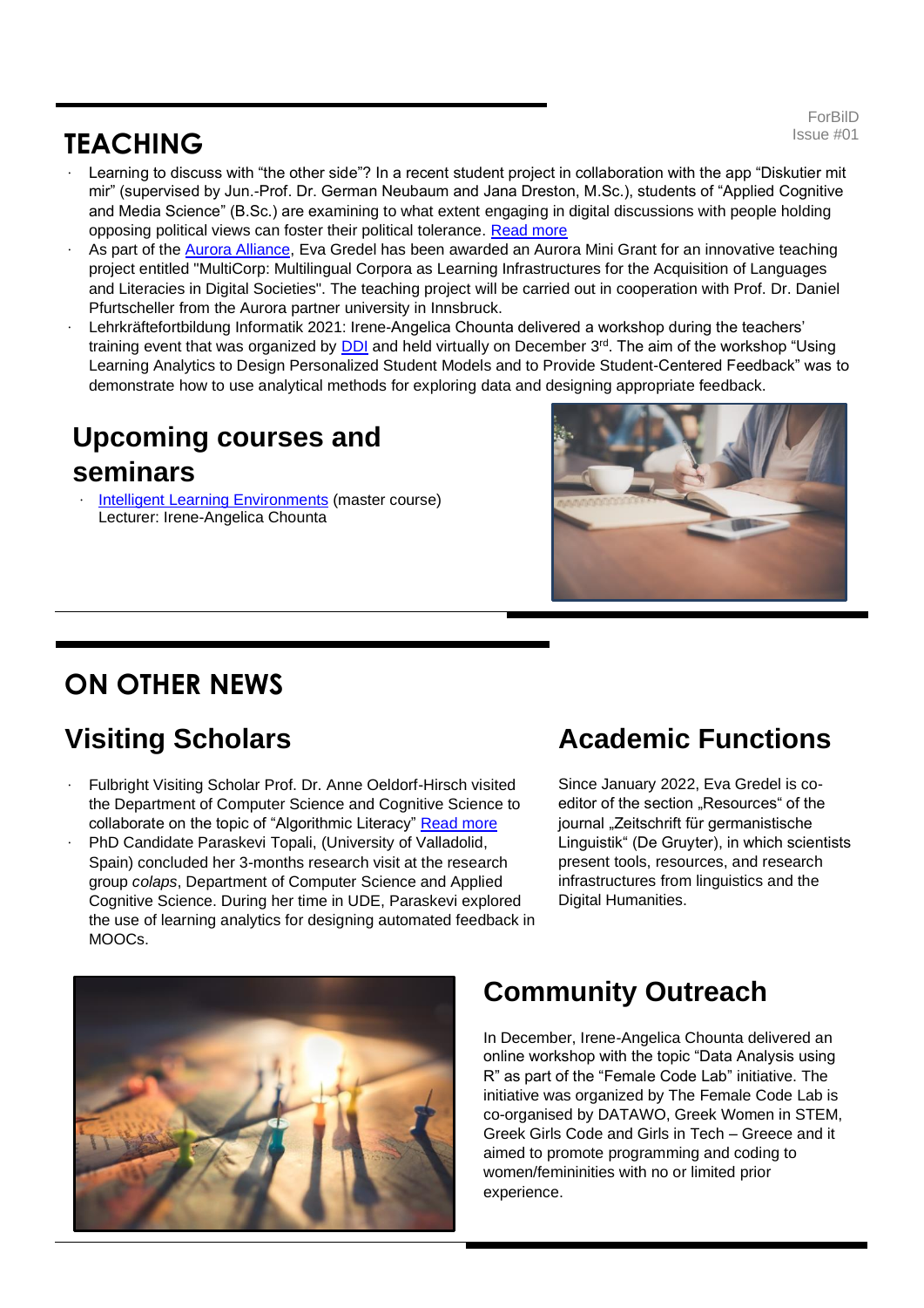# TEACHING

- Learning to discuss with "the other side"? In a recent student project in collaboration with the app "Diskutier mit mir" (supervised by Jun.-Prof. Dr. German Neubaum and Jana Dreston, M.Sc.), students of "Applied Cognitive and Media Science" (B.Sc.) are examining to what extent engaging in digital discussions with people holding opposing political views can foster their political tolerance. Read more
- As part of the Aurora Alliance, Eva Gredel has been awarded an Aurora Mini Grant for an innovative teaching project entitled "MultiCorp: Multilingual Corpora as Learning Infrastructures for the Acquisition of Languages and Literacies in Digital Societies". The teaching project will be carried out in cooperation with Prof. Dr. Daniel Pfurtscheller from the Aurora partner university in Innsbruck.
- Lehrkräftefortbildung Informatik 2021: Irene-Angelica Chounta delivered a workshop during the teachers' training event that was organized by DDI and held virtually on December 3rd. The aim of the workshop "Using Learning Analytics to Design Personalized Student Models and to Provide Student-Centered Feedback" was to demonstrate how to use analytical methods for exploring data and designing appropriate feedback.

## Upcoming courses and seminars

- Intelligent Learning Environments (master course)
  Lecturer: Irene-Angelica Chounta

# ON OTHER NEWS

## Visiting Scholars

- Fulbright Visiting Scholar Prof. Dr. Anne Oeldorf-Hirsch visited the Department of Computer Science and Cognitive Science to collaborate on the topic of "Algorithmic Literacy" Read more
- PhD Candidate Paraskevi Topali, (University of Valladolid, Spain) concluded her 3-months research visit at the research group *colaps*, Department of Computer Science and Applied Cognitive Science. During her time in UDE, Paraskevi explored the use of learning analytics for designing automated feedback in MOOCs.

## Academic Functions

Since January 2022, Eva Gredel is co-editor of the section „Resources" of the journal „Zeitschrift für germanistische Linguistik" (De Gruyter), in which scientists present tools, resources, and research infrastructures from linguistics and the Digital Humanities.

## Community Outreach

In December, Irene-Angelica Chounta delivered an online workshop with the topic "Data Analysis using R" as part of the "Female Code Lab" initiative. The initiative was organized by The Female Code Lab is co-organised by DATAWO, Greek Women in STEM, Greek Girls Code and Girls in Tech – Greece and it aimed to promote programming and coding to women/femininities with no or limited prior experience.